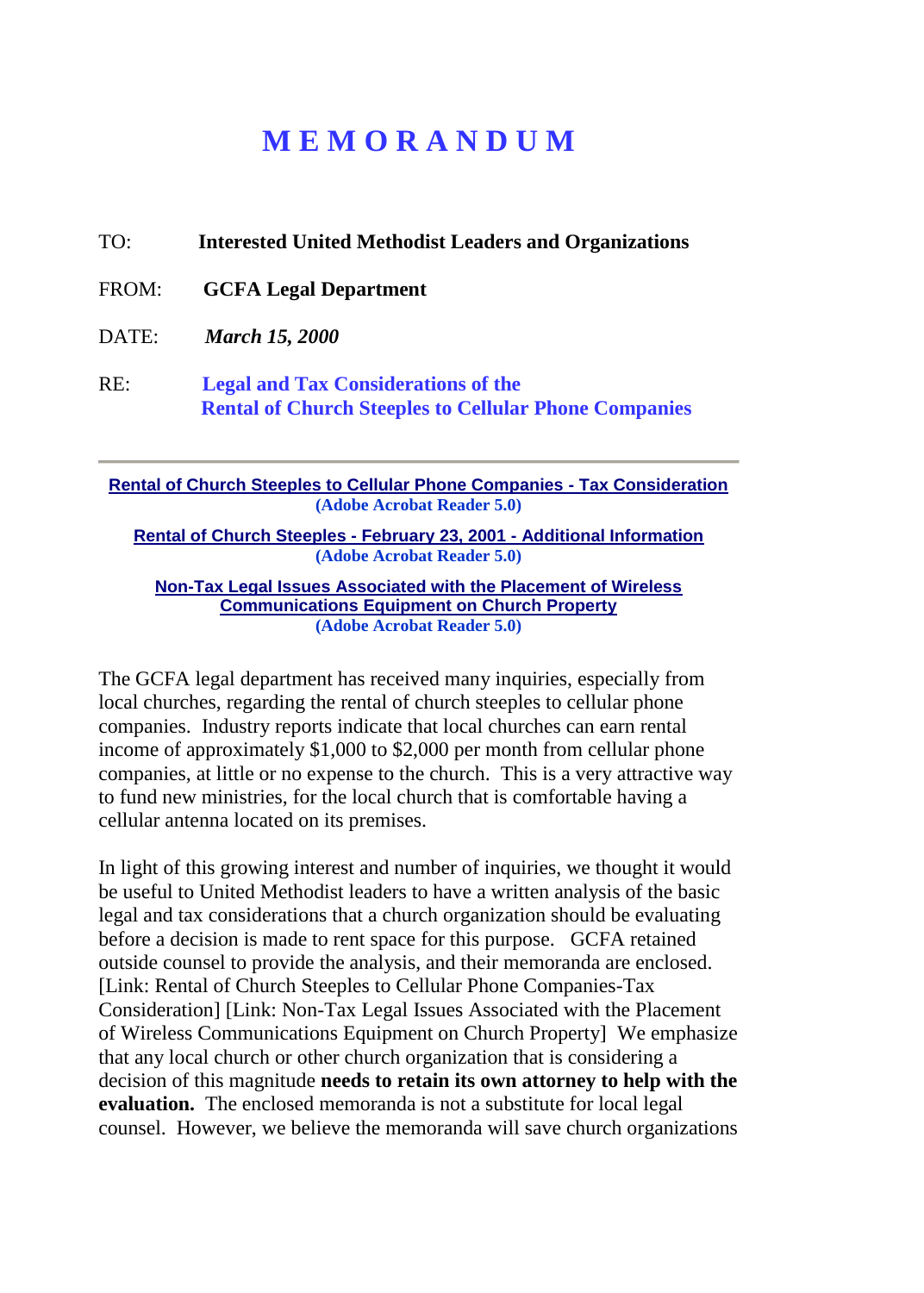# M E M O R A N D U M

TO: **Interested United Methodist Leaders and Organizations**

FROM: **GCFA Legal Department**

DATE: ***March 15, 2000***

RE: **Legal and Tax Considerations of the Rental of Church Steeples to Cellular Phone Companies**

---

**Rental of Church Steeples to Cellular Phone Companies - Tax Consideration**
**(Adobe Acrobat Reader 5.0)**

**Rental of Church Steeples - February 23, 2001 - Additional Information**
**(Adobe Acrobat Reader 5.0)**

**Non-Tax Legal Issues Associated with the Placement of Wireless Communications Equipment on Church Property**
**(Adobe Acrobat Reader 5.0)**

The GCFA legal department has received many inquiries, especially from local churches, regarding the rental of church steeples to cellular phone companies. Industry reports indicate that local churches can earn rental income of approximately $1,000 to $2,000 per month from cellular phone companies, at little or no expense to the church. This is a very attractive way to fund new ministries, for the local church that is comfortable having a cellular antenna located on its premises.

In light of this growing interest and number of inquiries, we thought it would be useful to United Methodist leaders to have a written analysis of the basic legal and tax considerations that a church organization should be evaluating before a decision is made to rent space for this purpose. GCFA retained outside counsel to provide the analysis, and their memoranda are enclosed. [Link: Rental of Church Steeples to Cellular Phone Companies-Tax Consideration] [Link: Non-Tax Legal Issues Associated with the Placement of Wireless Communications Equipment on Church Property] We emphasize that any local church or other church organization that is considering a decision of this magnitude **needs to retain its own attorney to help with the evaluation.** The enclosed memoranda is not a substitute for local legal counsel. However, we believe the memoranda will save church organizations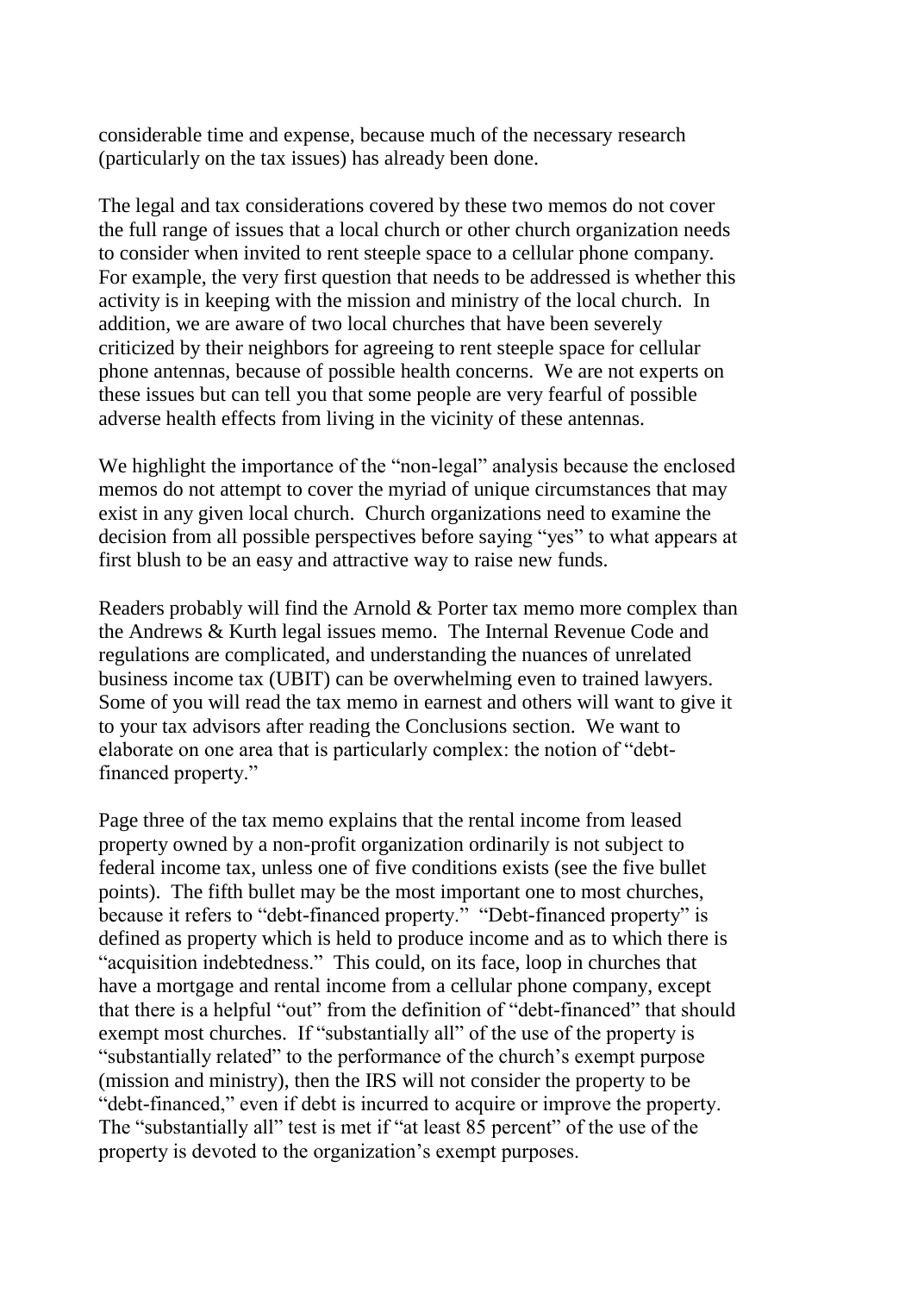considerable time and expense, because much of the necessary research (particularly on the tax issues) has already been done.

The legal and tax considerations covered by these two memos do not cover the full range of issues that a local church or other church organization needs to consider when invited to rent steeple space to a cellular phone company. For example, the very first question that needs to be addressed is whether this activity is in keeping with the mission and ministry of the local church. In addition, we are aware of two local churches that have been severely criticized by their neighbors for agreeing to rent steeple space for cellular phone antennas, because of possible health concerns. We are not experts on these issues but can tell you that some people are very fearful of possible adverse health effects from living in the vicinity of these antennas.

We highlight the importance of the "non-legal" analysis because the enclosed memos do not attempt to cover the myriad of unique circumstances that may exist in any given local church. Church organizations need to examine the decision from all possible perspectives before saying "yes" to what appears at first blush to be an easy and attractive way to raise new funds.

Readers probably will find the Arnold & Porter tax memo more complex than the Andrews & Kurth legal issues memo. The Internal Revenue Code and regulations are complicated, and understanding the nuances of unrelated business income tax (UBIT) can be overwhelming even to trained lawyers. Some of you will read the tax memo in earnest and others will want to give it to your tax advisors after reading the Conclusions section. We want to elaborate on one area that is particularly complex: the notion of "debt-financed property."

Page three of the tax memo explains that the rental income from leased property owned by a non-profit organization ordinarily is not subject to federal income tax, unless one of five conditions exists (see the five bullet points). The fifth bullet may be the most important one to most churches, because it refers to "debt-financed property." "Debt-financed property" is defined as property which is held to produce income and as to which there is "acquisition indebtedness." This could, on its face, loop in churches that have a mortgage and rental income from a cellular phone company, except that there is a helpful "out" from the definition of "debt-financed" that should exempt most churches. If "substantially all" of the use of the property is "substantially related" to the performance of the church's exempt purpose (mission and ministry), then the IRS will not consider the property to be "debt-financed," even if debt is incurred to acquire or improve the property. The "substantially all" test is met if "at least 85 percent" of the use of the property is devoted to the organization's exempt purposes.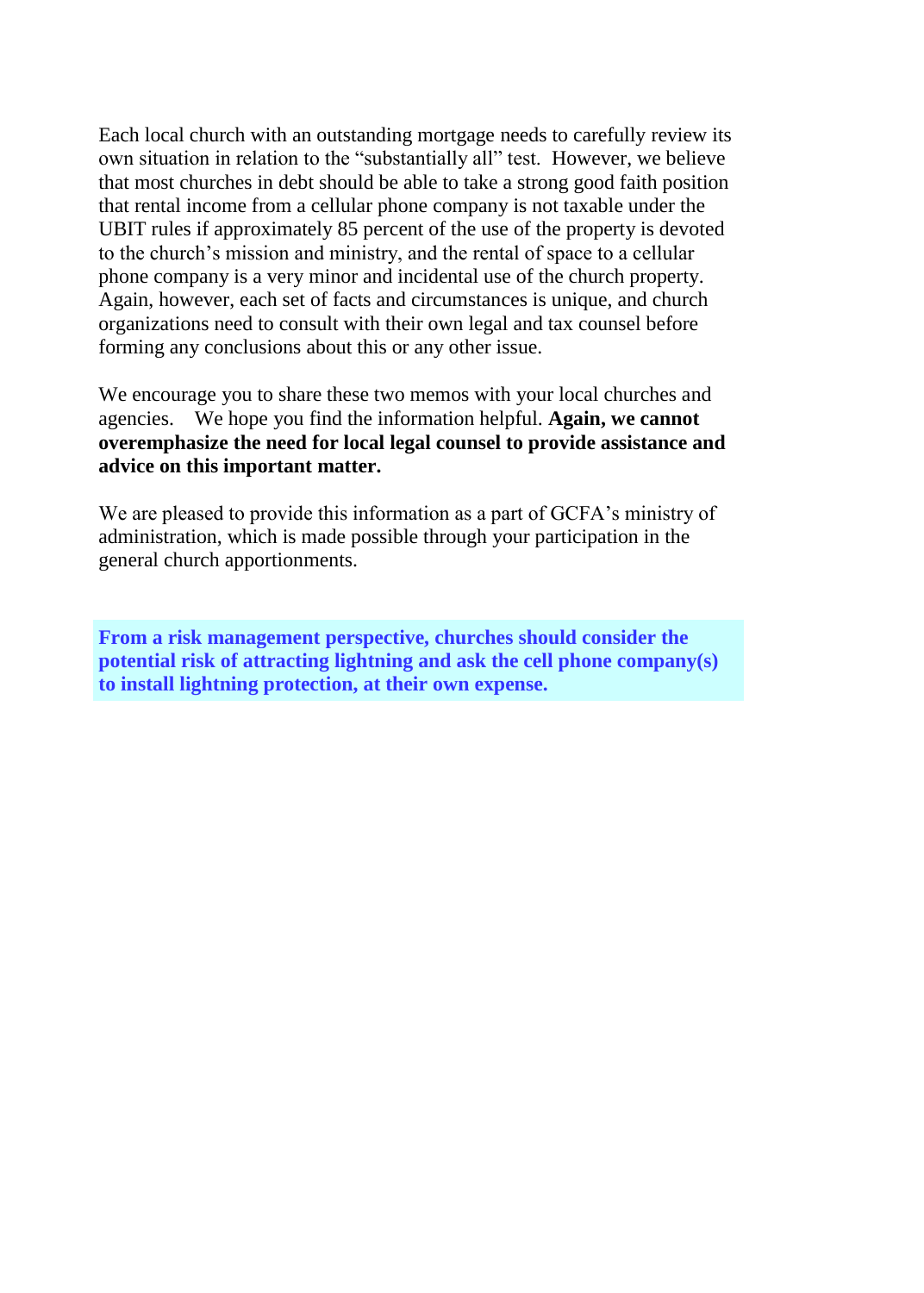Each local church with an outstanding mortgage needs to carefully review its own situation in relation to the "substantially all" test. However, we believe that most churches in debt should be able to take a strong good faith position that rental income from a cellular phone company is not taxable under the UBIT rules if approximately 85 percent of the use of the property is devoted to the church's mission and ministry, and the rental of space to a cellular phone company is a very minor and incidental use of the church property. Again, however, each set of facts and circumstances is unique, and church organizations need to consult with their own legal and tax counsel before forming any conclusions about this or any other issue.

We encourage you to share these two memos with your local churches and agencies. We hope you find the information helpful. **Again, we cannot overemphasize the need for local legal counsel to provide assistance and advice on this important matter.**

We are pleased to provide this information as a part of GCFA's ministry of administration, which is made possible through your participation in the general church apportionments.

**From a risk management perspective, churches should consider the potential risk of attracting lightning and ask the cell phone company(s) to install lightning protection, at their own expense.**